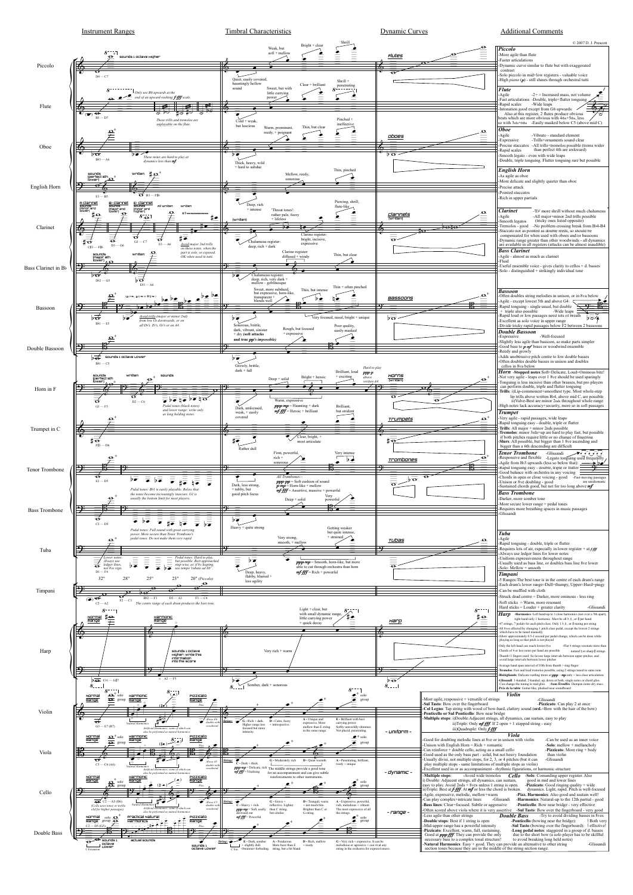# Instrument Ranges | Timbral Characteristics | Dynamic Curves | Additional Comments

© 2007 D. J. Prescott

## Piccolo

**Range:** D4 — C7 (sounds 1 octave higher)

**Timbre:** Quiet, easily covered, hauntingly hollow sound · Sweet, but with little carrying power · Clear + brilliant · Shrill + penetrating · Weak, but soft + mellow · Bright + clear · Shrill

**Comments:**
- More agile than flute
- Faster articulations
- Dynamic curve similar to flute but with exaggerated contrast
- Solo piccolo in mid+low registers - valuable voice
- High *pianos* (*p*) - still shines through orchestral tutti

## Flute

**Range:** B3 — D7. *Only use B6 upwards at the end of an upward-rushing ffff scale.* *These trills and tremolos are unplayable on the flute.*

**Timbre:** Cold + weak, but luscious · Warm, prominent, reedy, + poignant · Thin, but clear · Pinched + ineffective

**Comments:**
- Agile — 2+ = Increased mass, not volume
- Fast articulations — Double, triple+flutter tonguing
- Rapid scales — Wide leaps
- Intonation good except from G6 upwards: Also at this register, 2 flutes produce obvious beats which are more obvious with 4ths+5ths, less so with 3rds+6ths — Easily masked below C5 (above mid C)

## Oboe

**Range:** B♭3 — A6. *These notes are hard to play at dynamics less than mf.*

**Timbre:** Thick, heavy, wild + hard to subdue · Mellow, reedy, sonorous · Thin, pinched

**Comments:**
- Agile — Vibrato - standard element
- Expressive — Trills+ornaments sound clear
- Precise staccatos — All trills+tremolos possible (trems wider than perfect 4th are awkward)
- Rapid scales
- Smooth legato - even with wide leaps
- Double, triple tonguing. Flutter tonguing rare but possible

## English Horn

**Range:** E3 — B5 (sounds perfect 5th lower); written B3 — F♯6

**Comments:**
- As agile as oboe
- More delicate and slightly quieter than oboe
- Precise attack
- Pointed staccatos
- Rich in upper partials

## Clarinet

**Range:** A clarinet sounds minor 3rd lower; B♭ clarinet sounds major 2nd lower; E♭ clarinet sounds minor 3rd higher. All written. C♯3 — F♯6; D3 — G6; G3 — C7; E3 — A6. *Avoid major 2nd trills on these notes, when the part is solo, or exposed. OK when used in tutti.*

**Timbre:** Deep, rich + intense · 'Throat tones': rather pale, fuzzy + lifeless · Chalumeau register: deep, rich + dark · Clarino register: bright, incisive, expressive · Clarino register: diffused + windy · Piercing, shrill, flute-like · Thin, but clear

**Comments:**
- 'E♭' more shrill without much chalumeau
- Agile — All major+minor 2nd trills possible (tricky ones listed opposite)
- Smooth legatos
- Tremolos - good — No problem crossing break from B♭4-B4
- Staccato not as pointed as double reeds, so sound re compensated for when used with oboes and/or bassoons
- Dynamic range greater than other woodwinds - all dynamics are available in all registers (attacks can be almost inaudible)

## Bass Clarinet in B♭

**Range:** D♭2 — G5 (sounds major 9th lower); written E♭3 — A6

**Timbre:** Chalumeau register: deep, rich, very dark + mellow - goblinesque

**Comments:**
- Agile - almost as much as clarinet
- Fluid
- Useful ensemble voice - gives clarity to cellos + d. basses
- Solo - distinguished + strikingly individual tone

## Bassoon

**Range:** B♭1 — E5. *Avoid trills (major or minor 2nd) from low Gs downwards, or on all D♭'s, E♭'s, G♭'s or on A4.*

**Timbre:** Sonorous, brittle, dark, vibrant, sinister + dry (soft attacks and true ppp's impossible) · Sweet, more subdued, but expressive, horn-like, transparent + blends well · Thin, but intense · Thin + often pinched · Very focused, nasal, bright + unique · Rough, but focused + expressive · Poor quality, easily masked

**Comments:**
- Often doubles string melodies in unison, or in 8va below
- Agile - except lowest 5th and above G4
- Rapid tonguing - single usual, but double + triple also possible — Wide leaps
- Rapid loud or low passages need lots of breath
- Excellent as solo voice in upper range
- Divide tricky rapid passages below F2 between 2 bassoons

## Double Bassoon

**Range:** B♭1 — C5 (sounds 1 octave lower)

**Timbre:** Growly, brittle, dark + full

**Comments:**
- Expressive — Well-focused
- Slightly less agile than bassoon, so make parts simpler
- Good bass to *p-mf* brass or woodwind ensemble
- Reedy and growly
- Adds unobtrusive pitch centre to low double basses
- Often doubles double basses in unison and doubles cellos in 8va below

## Horn in F

**Range:** G1 — F5 (sounds perfect 5th lower); D2 — C6. *Pedal tones (black notes) and lower range: write only as long holding notes.*

**Timbre:** Dark, unfocused, weak, + easily covered · Warm, expressive · *ppp-mp* = Haunting + dark · *mf-fff* = Heroic + brilliant · Deep + solid · Bright + heroic · Brilliant, loud + exciting · Brilliant, but strident · Hard to play *ppp-p* above written A4.

**Comments:**
- **Horn** -**Stopped notes**:Soft=Delicate, Loud=Ominous bite!
- Not very agile - leaps over 1 8ve should be used sparingly
- Tonguing is less incisive than other brasses, but pro players can perform double, triple and flutter tonguing
- **Trills**: i)Lip-commonest+smoothest type. Most whole-step lip trills above written B♭4, above mid C, are possible; ii)Valve-Best are minor 2nds throughout whole range
- High notes lack accuracy+security, more so in soft passages

## Trumpet in C

**Range:** F♯3 — D6

**Timbre:** Rather dull · Clear, bright, + most articulate

**Comments:**
- Very agile - rapid passages, wide leaps
- Rapid tonguing easy - double, triple or flutter
- **Trills**: All major + minor 2nds possible
- **Tremolos**: minor 3rds+up are hard to play fast, but possible if both pitches require little or no change of fingering
- **Slurs**: All possible, but bigger than 1 8ve ascending and bigger than a 6th descending are difficult

## Tenor Trombone

**Range:** E2 — D5. *Pedal tones: B♭1 is easily playable. Below that the notes become increasingly insecure. G1 is usually the bottom limit for most players.*

**Timbre:** Dark, less strong, + tubby, but good pitch focus · Firm, powerful, rich + sonorous · Very intense · *All Trombones*: *ppp-pp* = Soft cushion of sound; *p-mp* = Horn-like + mellow; *mf-fff* = Assertive, massive + powerful · Deep + solid · Very powerful

**Comments:**
- **Tenor Trombone** — Glissandi
- Responsive and flexible — Legato tonguing used frequently
- Agile from B♭3 upwards (less so below that)
- Rapid tonguing easy - double, triple or flutter
- Good balance with orchestra in any voicing
- Chords in open or close voicing - good — Fast-moving passages
- Unison or 8ve doubling - are unidiomatic
- Sustained chords good, but not for too long above *mf*

## Bass Trombone

**Range:** C2 — D5. *Pedal tones: Full sound with great carrying power. More secure than Tenor Trombone's pedal tones. Do not make them very rapid.*

**Timbre:** Heavy + quite strong · Getting weaker but quite intense, + strained

**Comments:**
- Darker, more somber tone
- More secure lower range + pedal tones
- Requires more breathing spaces in music passages
- Glissandi

## Tuba

**Range:** D1 — F4. *Lower notes: Always use ledger lines, not 8ve sign.* *Pedal tones: Hard to play, but possible. Best approached step-wise, or, if by leaping, use tempo "rubato ad lib".*

**Timbre:** Deep, heavy, flabby, blurred + less agility · Very strong, smooth, + mellow · *ppp-mp* = Smooth, horn-like, but more able to cut through orchestra than horn · *mf-fff* = Rich + powerful

**Comments:**
- Agile
- Rapid tonguing - double, triple or flutter
- Requires lots of air, especially in lower register + at *ffff*
- Always use ledger lines for lower notes
- Uniform expressiveness throughout range
- Usually used as bass line, or doubles bass line 8ve lower
- Solo: Mellow + smooth

## Timpani

**Range:** 32" — 28" — 25" — 23" — 20" (Piccolo). C2 — A2; F2 — C3; B♭2 — F3; D3 — A3; F3 — C4. *The centre range of each drum produces the best tone.*

**Comments:**
- 5 Ranges:The best tone is in the centre of each drum's range
- Each drum's lower range=Dull+thumpy, Upper=Hard+pingy
- Can be muffled with cloth
- Struck dead centre = Darker, more ominous - less ring
- Soft sticks = Warm, more resonant
- Hard sticks = Louder + greater clarity — Glissandi

## Harp

**Range:** Normal range; Harmonic range (sounds 1 octave higher: write this information into the score). C♭1 — G♯7; A2 — F5

**Timbre:** Somber, dark + sonorous · Very rich + warm · Light + clear, but with small dynamic range, little carrying power + quick decay

**Comments:**
- **Harmonics**: Left hand-up to 3 close harmonics (not over a 5th apart), right hand-only 1 harmonic. Must be all ♮, ♯, or ♭ per hand
- 47 strings, 7 pedals for each pitch class. Only 1 ♮, ♯, or ♭ tuning per string
- All 8ves affected by changing 1 pitch class pedal, except the lowest 2 strings which have to be tuned manually
- Allow approximately 0.5-1 second per pedal change, which can be done while playing as long as that pitch is not played
- Only the left hand can reach lowest 8ve — Flat 8 strings resonate more than natural 2 or sharp ♯ strings
- Chords of 4 or less notes per hand are possible
- Thumb+3 fingers used. So favour large intervals between upper pitches, and avoid large intervals between lower pitches
- Average hand span interval of 10th from thumb+ ring finger
- **Tremolos**: Fast and loud tremolos possible, using 2 strings tuned to same note
- **Bisbigliando**: Delicate rustling tremo at *ppp - mp* only + less clear articulation
- **Glissandi**: 1-handed, 2-handed, up, down or both, single notes or chord glisss. Can change the tuning in mid gliss. -**Sons Étouffés**: Dampen notes-dry stacc.
- **Près de la table**: Guitar-like, plucked near soundboard

## Violin

**Range:** G3 — E7 (B7). Normal range (solo / group); Harmonic range; Pizzicato range. *Natural Harmonics; Artificial Harmonics, some of which can also be performed as natural harmonics. Above E7 = double with woodwind.*

**Timbre (Strings):** **G** - Rich + dark. Higher range less focused but more intensity. · **D** - Calm, fuzzy + introspective. · **A** - Unique and expressive. More mellow than E string in the same range. · **E** - Brilliant with best carrying power. Softly-unworldly shimmer. Not placid, penetrating.

**Dynamic:** - uniform -

**Comments:**
- Most agile, responsive + versatile of strings — Glissandi
- **Sul Tasto**: Bow over the fingerboard — **Pizzicato**: Can play 2 at once
- **Col Legno**: Tap string with wood of bow-hard, clattery sound (**ord.**=Bow with the hair of the bow)
- **Ponticello or Sul Ponticello**: Bow near bridge
- **Multiple stops**: i)Double:Adjacent strings, all dynamics, can sustain, easy to play; ii)Triple: Only *mf-fff*. If 2 open + 1 stopped string - easy; iii)Quadruple: Only *f-fff*

## Viola

**Range:** C3 — C6 (A6). Normal range (solo / group); Harmonic range; Pizzicato range. *Natural Harmonics; Artificial Harmonics, some of which can also be performed as natural harmonics. Above A5 = double with woodwind.*

**Timbre (Strings):** **C** - Dark + thick. *ppp-mp* = Delicate, rich; *mf-fff* = Vitalising · **G** - Moderately rich · **D** - Quiet warmth · **A** - Penetrating, brilliant, reedy + unique. The middle strings provide a good tone for an accompaniment and can give subtle reinforcements to other instruments.

**Dynamic:** - dynamic -

**Comments:**
- Good for doubling melodic lines at 8ve or in unison with violin — Can be used as an inner voice
- Unison with English Horn = Rich + romantic — **Solo**: mellow + mellancholy
- Can reinforce + double cello, acting as a small cello — **Pizzicato**: More ring + body than violin
- Good used as the only bass part - solid, but not heavy foundation — Glissandi
- Usually divisi, no multiple stops, for 2, 3, or 4 pitches (but it can play multiple stops - same limitations of multiple stops as violin)
- Excellent used in or as accompaniment - rhythmic figurations, or harmonic structure

## Cello

**Range:** C2 — A5 (D6) *(Cello uses tenor or treble clef for higher passages)*. Normal range (solo / group); Harmonic range; Pizzicato range. *Natural Harmonics; Artificial Harmonics, some of which can also be performed as natural harmonics. Above A5 = double with woodwind.*

**Timbre (Strings):** **C** - Heavy + rich. *ppp-mp* = Soft, easily drowned out; *mf-fff* = Powerful · **G** - Grave + reflective. Lighter than C string, but similar. · **D** - Tranquil, warm + not much bite. Brighter than C or G string. · **A** - Expressive, powerful, rich, melodious + vibrant. The most expressive of all the strings.

**Dynamic:** - range -

**Comments:**
- **Multiple stops**: — Avoid wide tremolos — **Cello** — **Solo**: Commanding upper register. Also good in mid and lower lines
- i) Double: Adjacent strings, all dynamics, can sustain, easy to play. Avoid 2nds + 8ves unless 1 string is open. — **Harmonics**: Natural-up to the 12th partial - good
- ii)Triple: Best at *f-fff*. At *mf* or less the chord is broken. — **Pizzicato**: Good ringing quality + wide dynamics. Light, rapid. Pitch is well-focused
- Agile, expressive, melodic, mellow+warm — **Pizz. Harmonics**: Also good and sustain well!
- Can play complex+intricate lines — Glissandi
- **Bass lines**: Clear+focused. Subtle or aggressive — **Ponticello**: Bow near bridge - very effective
- Often scored above viola where it is very assertive — **Sul Tasto**: Bow over the fingerboard - very good

## Double Bass

**Range:** C2 — D5 (G5) (sounds 1 octave lower; C Extension). Normal range (solo / group); Practical natural harmonics (actual sounds); Pizzicato range (sounds 1 octave lower).

**Timbre (Strings):** **E** - Dark, somber + slightly dull. Ominous+foreboding. (C Ext.) · **A** - Ponderous. More buzz than E string, but a bit bland. · **D** - Rich, mellow + reedy. · **G** - Very rich + expressive. It can be melodious or agressive + can rival any string in the orchestra for expressiveness.

**Comments:**
- **Double Bass** — Try to avoid dividing basses in 8ves
- Less agile than other strings
- **Double stops**: Best if 1 string is open — **Ponticello** (bowing near the bridge) — Both very effective!
- Mid-upper range has a powerful intensity — **Sul Tasto** (bowing over the fingerboard)
- **Pizzicato**: Excellent, warm, full, sustaining. Good at *ppp-fff*. They can provide the only necessary bass to a complex tonal structure! — **Long pedal notes**: staggered in a group of 4 basses due to the short bow (a solo player has to be skillful to avoid breaking long held notes)
- **Natural Harmonics**: Easy + good. They can provide an alternative to other string section tones because they are in the middle of the string section range. — Glissandi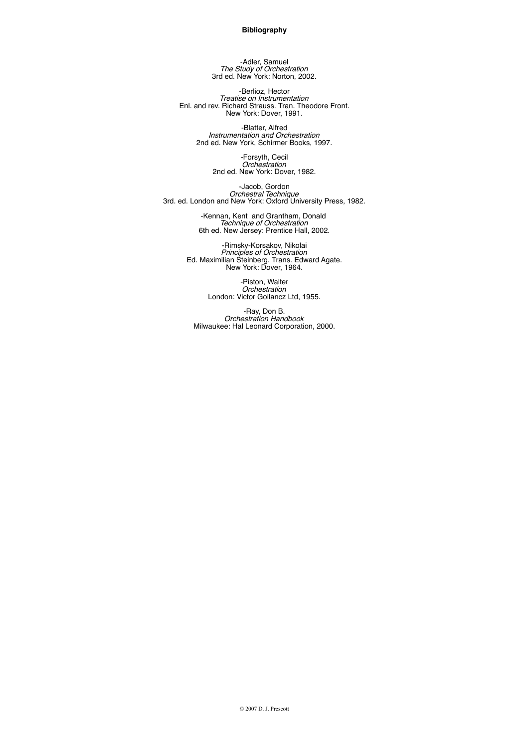**Bibliography**

-Adler, Samuel
*The Study of Orchestration*
3rd ed. New York: Norton, 2002.

-Berlioz, Hector
*Treatise on Instrumentation*
Enl. and rev. Richard Strauss. Tran. Theodore Front.
New York: Dover, 1991.

-Blatter, Alfred
*Instrumentation and Orchestration*
2nd ed. New York, Schirmer Books, 1997.

-Forsyth, Cecil
*Orchestration*
2nd ed. New York: Dover, 1982.

-Jacob, Gordon
*Orchestral Technique*
3rd. ed. London and New York: Oxford University Press, 1982.

-Kennan, Kent and Grantham, Donald
*Technique of Orchestration*
6th ed. New Jersey: Prentice Hall, 2002.

-Rimsky-Korsakov, Nikolai
*Principles of Orchestration*
Ed. Maximilian Steinberg. Trans. Edward Agate.
New York: Dover, 1964.

-Piston, Walter
*Orchestration*
London: Victor Gollancz Ltd, 1955.

-Ray, Don B.
*Orchestration Handbook*
Milwaukee: Hal Leonard Corporation, 2000.

© 2007 D. J. Prescott